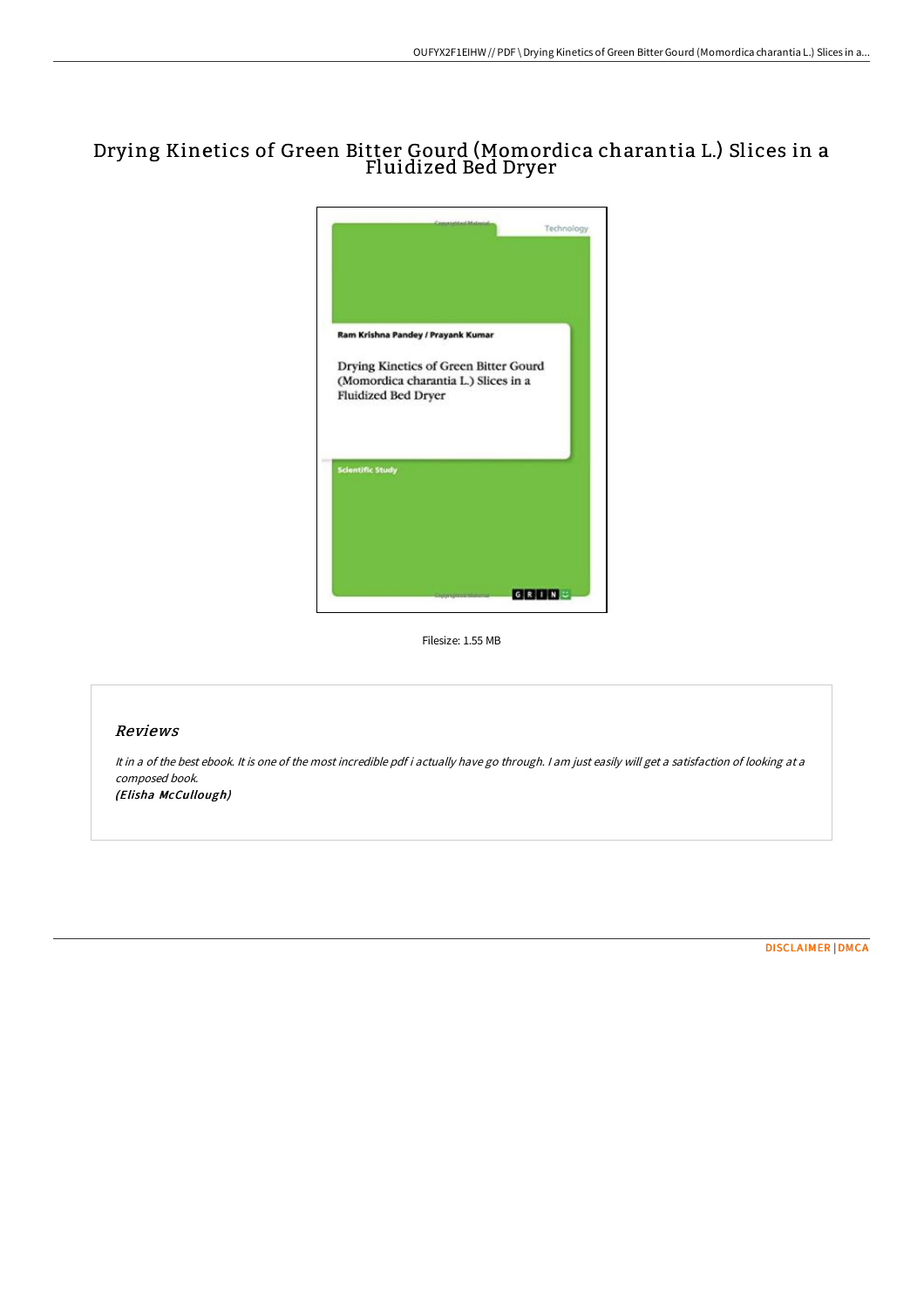# Drying Kinetics of Green Bitter Gourd (Momordica charantia L.) Slices in a Fluidized Bed Dryer

Filesize: 1.55 MB

## *Reviews*

*It in a of the best ebook. It is one of the most incredible pdf i actually have go through. I am just easily will get a satisfaction of looking at a composed book.*

***(Elisha McCullough)***

DISCLAIMER | DMCA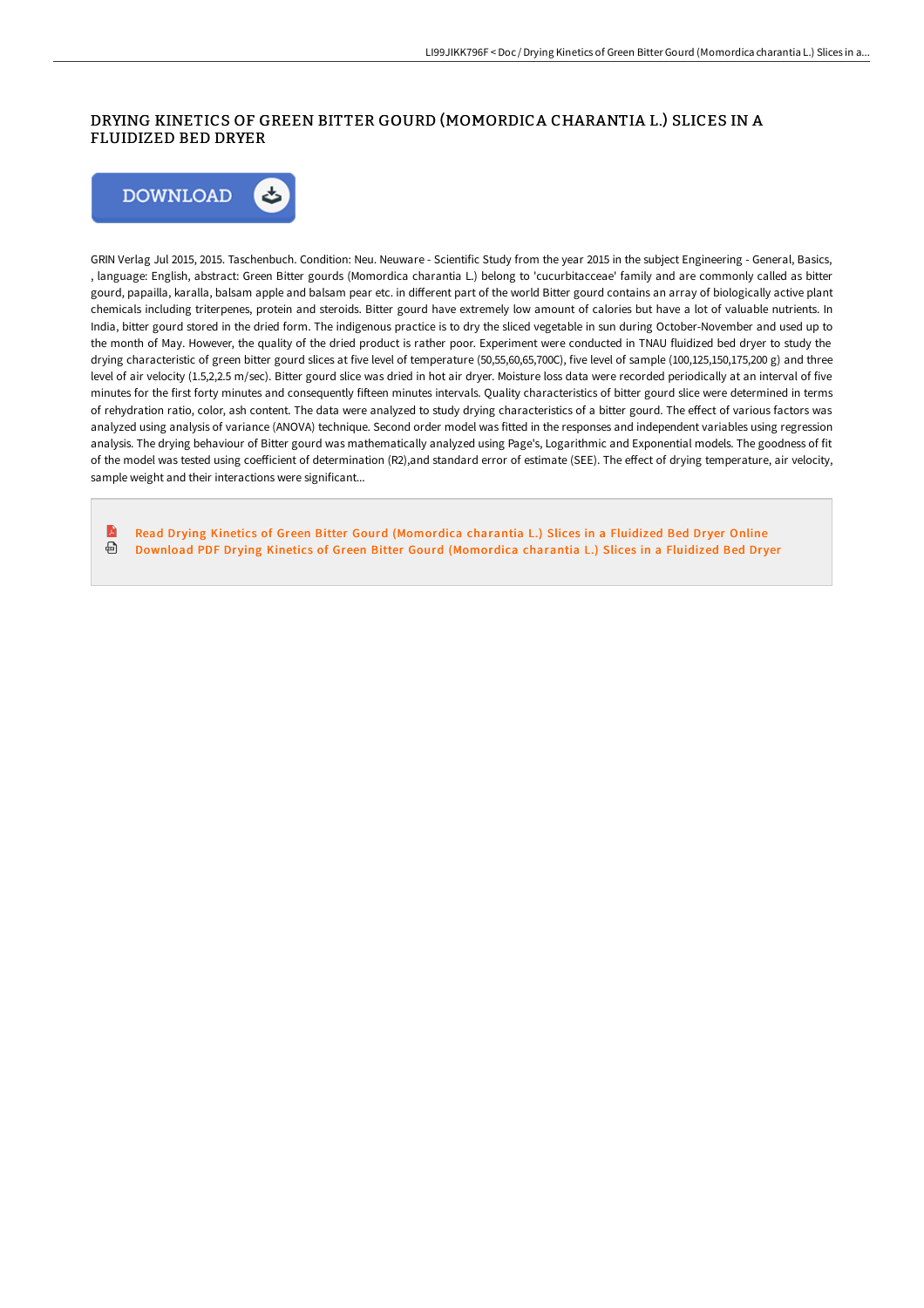# DRYING KINETICS OF GREEN BITTER GOURD (MOMORDICA CHARANTIA L.) SLICES IN A FLUIDIZED BED DRYER

GRIN Verlag Jul 2015, 2015. Taschenbuch. Condition: Neu. Neuware - Scientific Study from the year 2015 in the subject Engineering - General, Basics, , language: English, abstract: Green Bitter gourds (Momordica charantia L.) belong to 'cucurbitacceae' family and are commonly called as bitter gourd, papailla, karalla, balsam apple and balsam pear etc. in different part of the world Bitter gourd contains an array of biologically active plant chemicals including triterpenes, protein and steroids. Bitter gourd have extremely low amount of calories but have a lot of valuable nutrients. In India, bitter gourd stored in the dried form. The indigenous practice is to dry the sliced vegetable in sun during October-November and used up to the month of May. However, the quality of the dried product is rather poor. Experiment were conducted in TNAU fluidized bed dryer to study the drying characteristic of green bitter gourd slices at five level of temperature (50,55,60,65,700C), five level of sample (100,125,150,175,200 g) and three level of air velocity (1.5,2,2.5 m/sec). Bitter gourd slice was dried in hot air dryer. Moisture loss data were recorded periodically at an interval of five minutes for the first forty minutes and consequently fifteen minutes intervals. Quality characteristics of bitter gourd slice were determined in terms of rehydration ratio, color, ash content. The data were analyzed to study drying characteristics of a bitter gourd. The effect of various factors was analyzed using analysis of variance (ANOVA) technique. Second order model was fitted in the responses and independent variables using regression analysis. The drying behaviour of Bitter gourd was mathematically analyzed using Page's, Logarithmic and Exponential models. The goodness of fit of the model was tested using coefficient of determination (R2),and standard error of estimate (SEE). The effect of drying temperature, air velocity, sample weight and their interactions were significant...

Read Drying Kinetics of Green Bitter Gourd (Momordica charantia L.) Slices in a Fluidized Bed Dryer Online

Download PDF Drying Kinetics of Green Bitter Gourd (Momordica charantia L.) Slices in a Fluidized Bed Dryer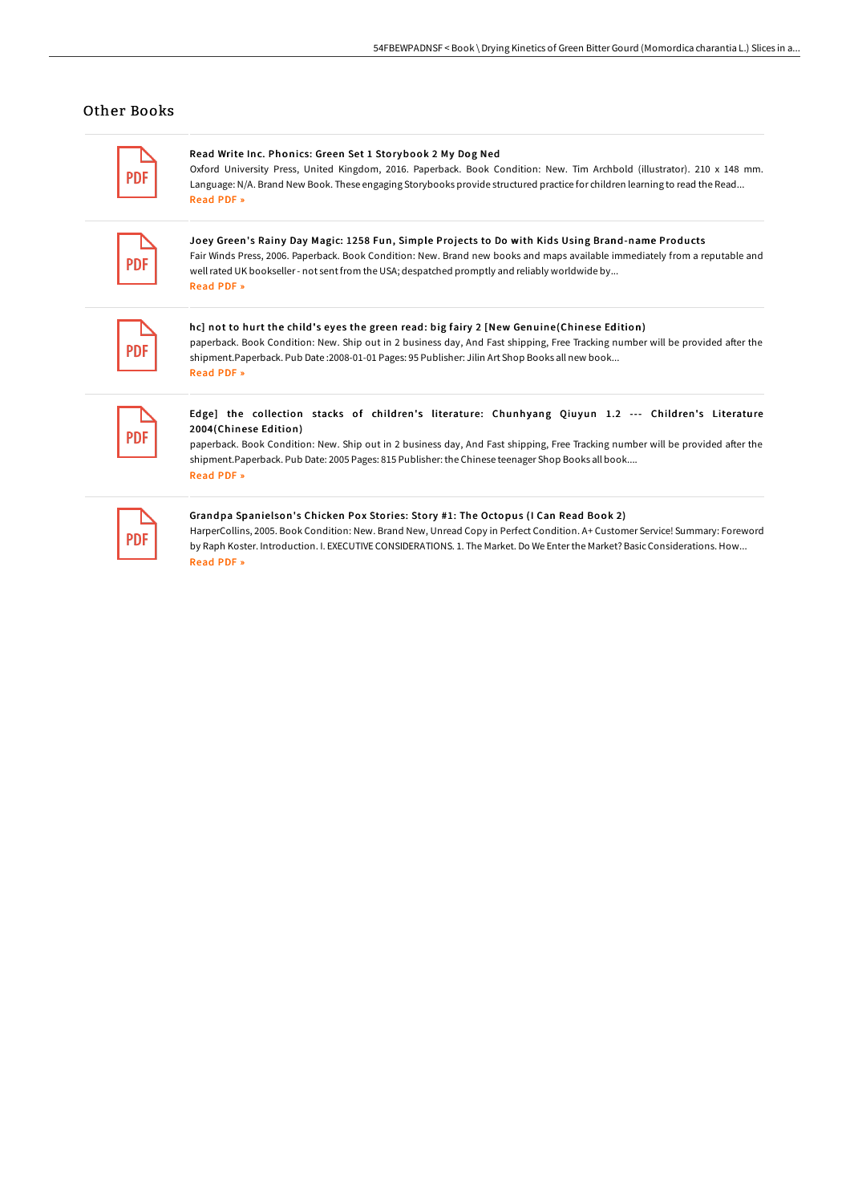## Other Books

PDF

### Read Write Inc. Phonics: Green Set 1 Storybook 2 My Dog Ned

Oxford University Press, United Kingdom, 2016. Paperback. Book Condition: New. Tim Archbold (illustrator). 210 x 148 mm. Language: N/A. Brand New Book. These engaging Storybooks provide structured practice for children learning to read the Read...

Read PDF »

PDF

### Joey Green's Rainy Day Magic: 1258 Fun, Simple Projects to Do with Kids Using Brand-name Products

Fair Winds Press, 2006. Paperback. Book Condition: New. Brand new books and maps available immediately from a reputable and well rated UK bookseller - not sent from the USA; despatched promptly and reliably worldwide by...

Read PDF »

PDF

### hc] not to hurt the child's eyes the green read: big fairy 2 [New Genuine(Chinese Edition)

paperback. Book Condition: New. Ship out in 2 business day, And Fast shipping, Free Tracking number will be provided after the shipment.Paperback. Pub Date :2008-01-01 Pages: 95 Publisher: Jilin Art Shop Books all new book...

Read PDF »

PDF

### Edge] the collection stacks of children's literature: Chunhyang Qiuyun 1.2 --- Children's Literature 2004(Chinese Edition)

paperback. Book Condition: New. Ship out in 2 business day, And Fast shipping, Free Tracking number will be provided after the shipment.Paperback. Pub Date: 2005 Pages: 815 Publisher: the Chinese teenager Shop Books all book....

Read PDF »

PDF

### Grandpa Spanielson's Chicken Pox Stories: Story #1: The Octopus (I Can Read Book 2)

HarperCollins, 2005. Book Condition: New. Brand New, Unread Copy in Perfect Condition. A+ Customer Service! Summary: Foreword by Raph Koster. Introduction. I. EXECUTIVE CONSIDERATIONS. 1. The Market. Do We Enter the Market? Basic Considerations. How...

Read PDF »